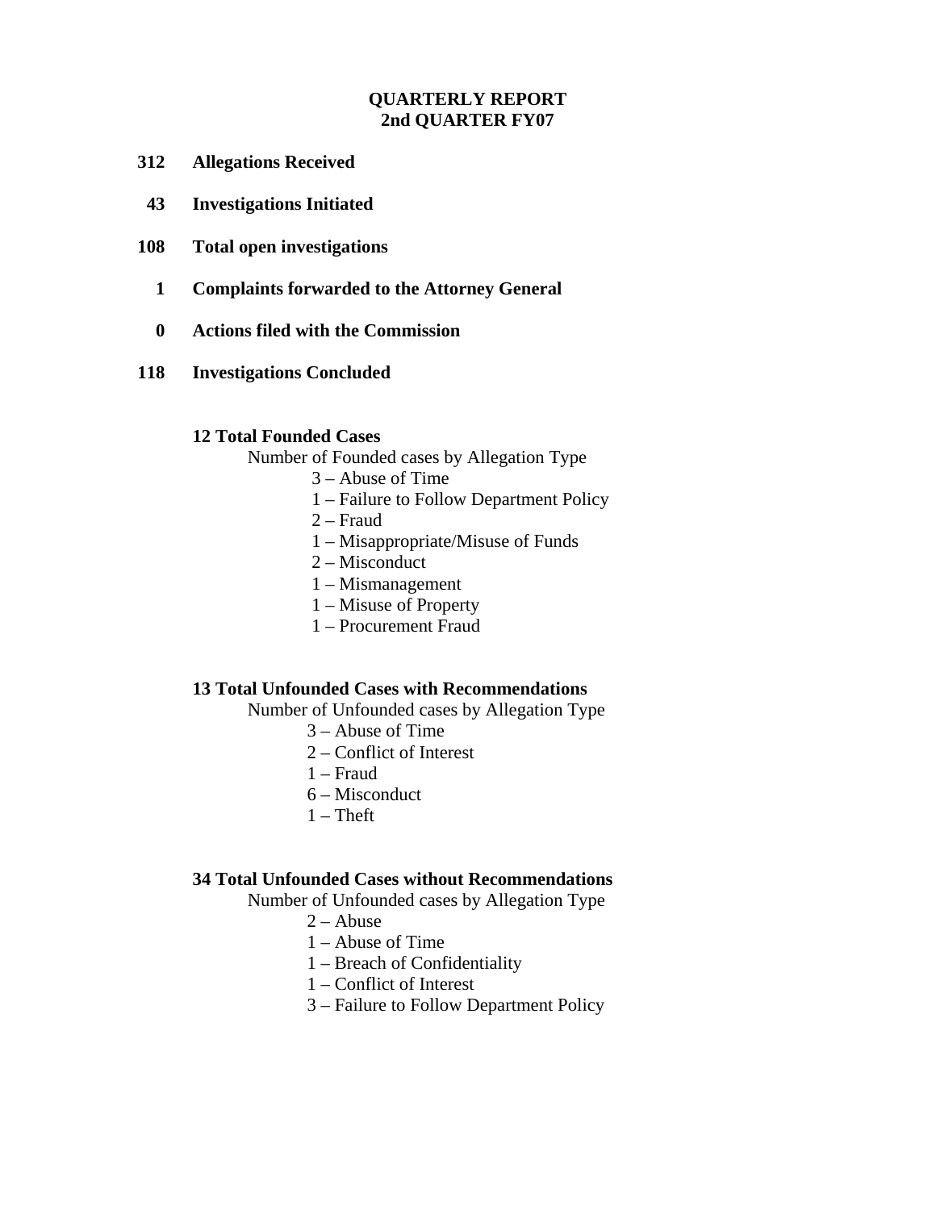**QUARTERLY REPORT**
**2nd QUARTER FY07**

**312 Allegations Received**

**43 Investigations Initiated**

**108 Total open investigations**

**1 Complaints forwarded to the Attorney General**

**0 Actions filed with the Commission**

**118 Investigations Concluded**

**12 Total Founded Cases**

Number of Founded cases by Allegation Type

- 3 – Abuse of Time
- 1 – Failure to Follow Department Policy
- 2 – Fraud
- 1 – Misappropriate/Misuse of Funds
- 2 – Misconduct
- 1 – Mismanagement
- 1 – Misuse of Property
- 1 – Procurement Fraud

**13 Total Unfounded Cases with Recommendations**

Number of Unfounded cases by Allegation Type

- 3 – Abuse of Time
- 2 – Conflict of Interest
- 1 – Fraud
- 6 – Misconduct
- 1 – Theft

**34 Total Unfounded Cases without Recommendations**

Number of Unfounded cases by Allegation Type

- 2 – Abuse
- 1 – Abuse of Time
- 1 – Breach of Confidentiality
- 1 – Conflict of Interest
- 3 – Failure to Follow Department Policy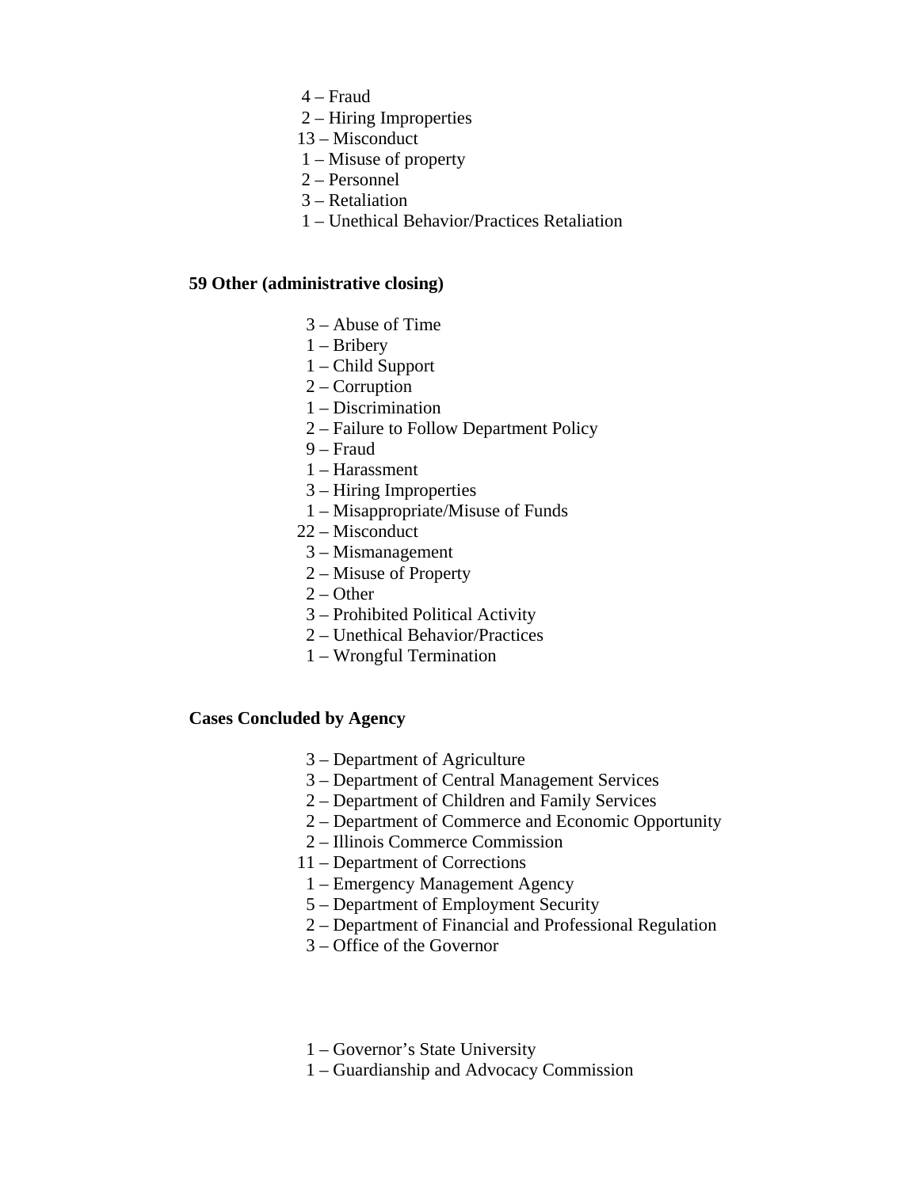4 – Fraud
2 – Hiring Improperties
13 – Misconduct
1 – Misuse of property
2 – Personnel
3 – Retaliation
1 – Unethical Behavior/Practices Retaliation

**59 Other (administrative closing)**

3 – Abuse of Time
1 – Bribery
1 – Child Support
2 – Corruption
1 – Discrimination
2 – Failure to Follow Department Policy
9 – Fraud
1 – Harassment
3 – Hiring Improperties
1 – Misappropriate/Misuse of Funds
22 – Misconduct
3 – Mismanagement
2 – Misuse of Property
2 – Other
3 – Prohibited Political Activity
2 – Unethical Behavior/Practices
1 – Wrongful Termination

**Cases Concluded by Agency**

3 – Department of Agriculture
3 – Department of Central Management Services
2 – Department of Children and Family Services
2 – Department of Commerce and Economic Opportunity
2 – Illinois Commerce Commission
11 – Department of Corrections
1 – Emergency Management Agency
5 – Department of Employment Security
2 – Department of Financial and Professional Regulation
3 – Office of the Governor

1 – Governor's State University
1 – Guardianship and Advocacy Commission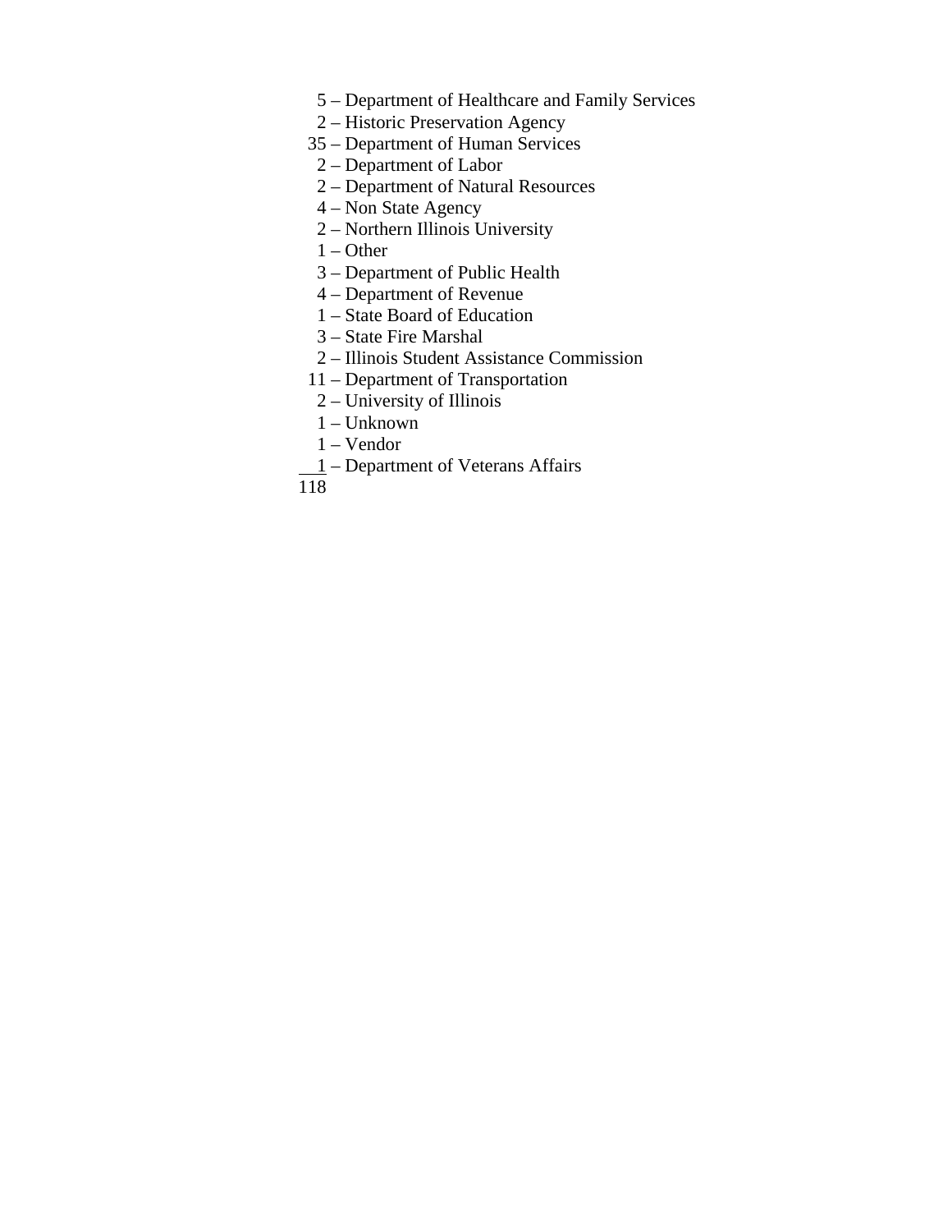5 – Department of Healthcare and Family Services
2 – Historic Preservation Agency
35 – Department of Human Services
2 – Department of Labor
2 – Department of Natural Resources
4 – Non State Agency
2 – Northern Illinois University
1 – Other
3 – Department of Public Health
4 – Department of Revenue
1 – State Board of Education
3 – State Fire Marshal
2 – Illinois Student Assistance Commission
11 – Department of Transportation
2 – University of Illinois
1 – Unknown
1 – Vendor
1 – Department of Veterans Affairs
118